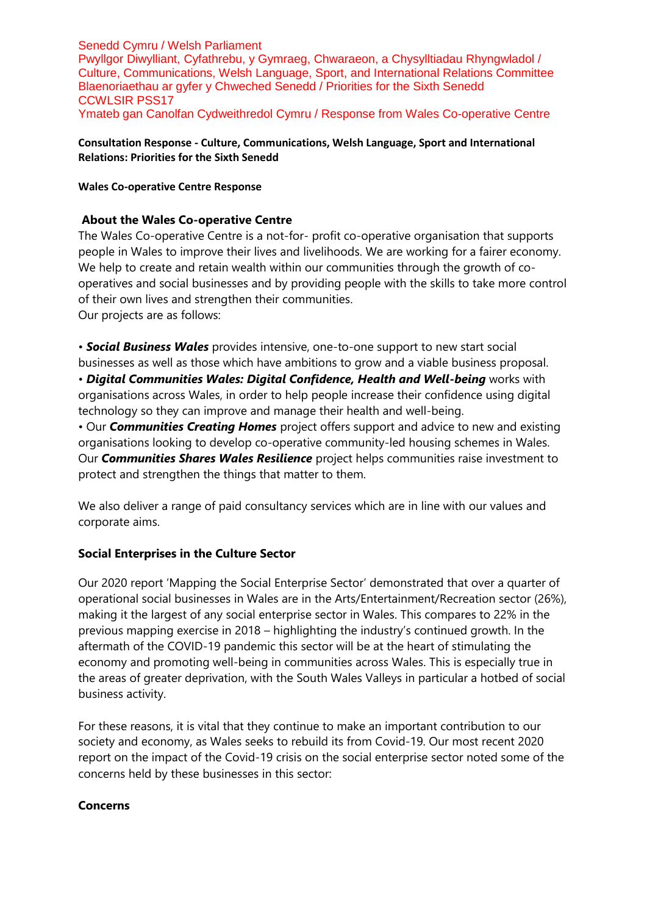Senedd Cymru / Welsh Parliament
Pwyllgor Diwylliant, Cyfathrebu, y Gymraeg, Chwaraeon, a Chysylltiadau Rhyngwladol / Culture, Communications, Welsh Language, Sport, and International Relations Committee
Blaenoriaethau ar gyfer y Chweched Senedd / Priorities for the Sixth Senedd
CCWLSIR PSS17
Ymateb gan Canolfan Cydweithredol Cymru / Response from Wales Co-operative Centre

**Consultation Response - Culture, Communications, Welsh Language, Sport and International Relations: Priorities for the Sixth Senedd**

**Wales Co-operative Centre Response**

## About the Wales Co-operative Centre

The Wales Co-operative Centre is a not-for- profit co-operative organisation that supports people in Wales to improve their lives and livelihoods. We are working for a fairer economy. We help to create and retain wealth within our communities through the growth of co-operatives and social businesses and by providing people with the skills to take more control of their own lives and strengthen their communities.
Our projects are as follows:

- ***Social Business Wales*** provides intensive, one-to-one support to new start social businesses as well as those which have ambitions to grow and a viable business proposal.
- ***Digital Communities Wales: Digital Confidence, Health and Well-being*** works with organisations across Wales, in order to help people increase their confidence using digital technology so they can improve and manage their health and well-being.
- Our ***Communities Creating Homes*** project offers support and advice to new and existing organisations looking to develop co-operative community-led housing schemes in Wales. Our ***Communities Shares Wales Resilience*** project helps communities raise investment to protect and strengthen the things that matter to them.

We also deliver a range of paid consultancy services which are in line with our values and corporate aims.

## Social Enterprises in the Culture Sector

Our 2020 report 'Mapping the Social Enterprise Sector' demonstrated that over a quarter of operational social businesses in Wales are in the Arts/Entertainment/Recreation sector (26%), making it the largest of any social enterprise sector in Wales. This compares to 22% in the previous mapping exercise in 2018 – highlighting the industry's continued growth. In the aftermath of the COVID-19 pandemic this sector will be at the heart of stimulating the economy and promoting well-being in communities across Wales. This is especially true in the areas of greater deprivation, with the South Wales Valleys in particular a hotbed of social business activity.

For these reasons, it is vital that they continue to make an important contribution to our society and economy, as Wales seeks to rebuild its from Covid-19. Our most recent 2020 report on the impact of the Covid-19 crisis on the social enterprise sector noted some of the concerns held by these businesses in this sector:

**Concerns**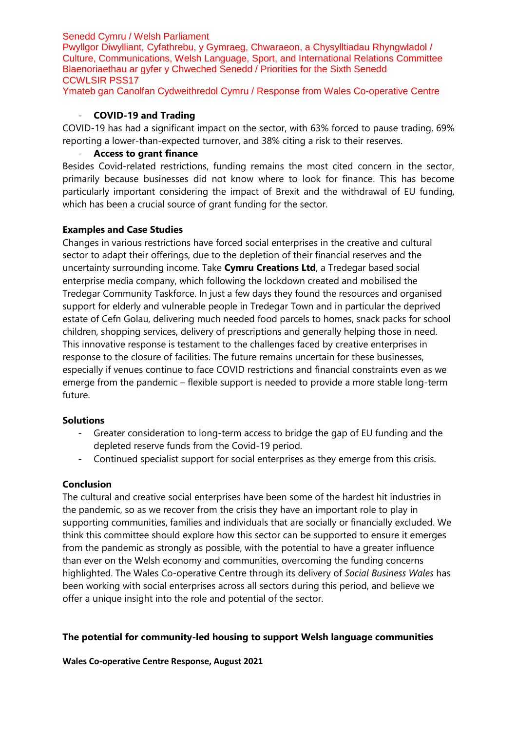- **COVID-19 and Trading**

COVID-19 has had a significant impact on the sector, with 63% forced to pause trading, 69% reporting a lower-than-expected turnover, and 38% citing a risk to their reserves.

- **Access to grant finance**

Besides Covid-related restrictions, funding remains the most cited concern in the sector, primarily because businesses did not know where to look for finance. This has become particularly important considering the impact of Brexit and the withdrawal of EU funding, which has been a crucial source of grant funding for the sector.

**Examples and Case Studies**

Changes in various restrictions have forced social enterprises in the creative and cultural sector to adapt their offerings, due to the depletion of their financial reserves and the uncertainty surrounding income. Take **Cymru Creations Ltd**, a Tredegar based social enterprise media company, which following the lockdown created and mobilised the Tredegar Community Taskforce. In just a few days they found the resources and organised support for elderly and vulnerable people in Tredegar Town and in particular the deprived estate of Cefn Golau, delivering much needed food parcels to homes, snack packs for school children, shopping services, delivery of prescriptions and generally helping those in need. This innovative response is testament to the challenges faced by creative enterprises in response to the closure of facilities. The future remains uncertain for these businesses, especially if venues continue to face COVID restrictions and financial constraints even as we emerge from the pandemic – flexible support is needed to provide a more stable long-term future.

**Solutions**

- Greater consideration to long-term access to bridge the gap of EU funding and the depleted reserve funds from the Covid-19 period.
- Continued specialist support for social enterprises as they emerge from this crisis.

**Conclusion**

The cultural and creative social enterprises have been some of the hardest hit industries in the pandemic, so as we recover from the crisis they have an important role to play in supporting communities, families and individuals that are socially or financially excluded. We think this committee should explore how this sector can be supported to ensure it emerges from the pandemic as strongly as possible, with the potential to have a greater influence than ever on the Welsh economy and communities, overcoming the funding concerns highlighted. The Wales Co-operative Centre through its delivery of *Social Business Wales* has been working with social enterprises across all sectors during this period, and believe we offer a unique insight into the role and potential of the sector.

## The potential for community-led housing to support Welsh language communities

**Wales Co-operative Centre Response, August 2021**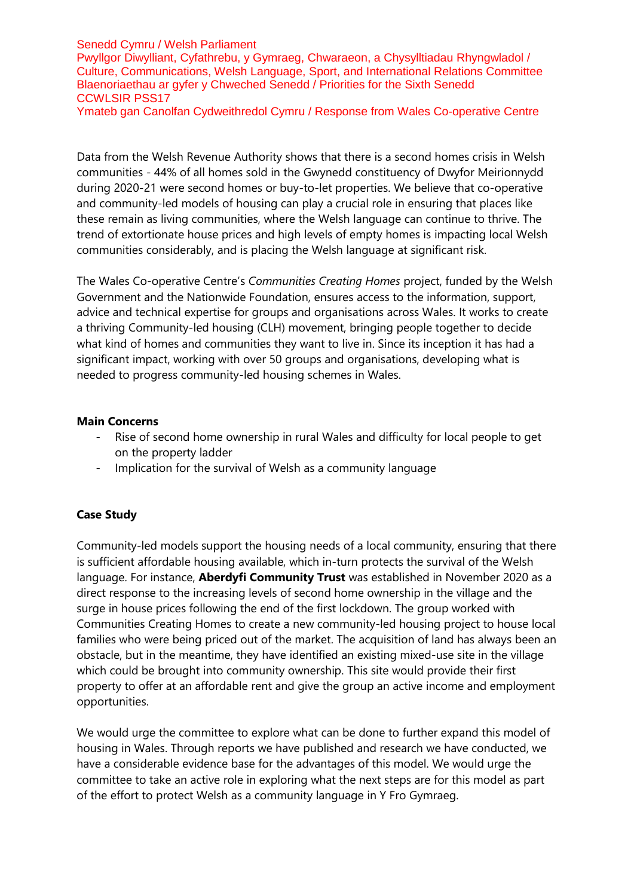Senedd Cymru / Welsh Parliament
Pwyllgor Diwylliant, Cyfathrebu, y Gymraeg, Chwaraeon, a Chysylltiadau Rhyngwladol / Culture, Communications, Welsh Language, Sport, and International Relations Committee
Blaenoriaethau ar gyfer y Chweched Senedd / Priorities for the Sixth Senedd
CCWLSIR PSS17
Ymateb gan Canolfan Cydweithredol Cymru / Response from Wales Co-operative Centre

Data from the Welsh Revenue Authority shows that there is a second homes crisis in Welsh communities - 44% of all homes sold in the Gwynedd constituency of Dwyfor Meirionnydd during 2020-21 were second homes or buy-to-let properties. We believe that co-operative and community-led models of housing can play a crucial role in ensuring that places like these remain as living communities, where the Welsh language can continue to thrive. The trend of extortionate house prices and high levels of empty homes is impacting local Welsh communities considerably, and is placing the Welsh language at significant risk.

The Wales Co-operative Centre's *Communities Creating Homes* project, funded by the Welsh Government and the Nationwide Foundation, ensures access to the information, support, advice and technical expertise for groups and organisations across Wales. It works to create a thriving Community-led housing (CLH) movement, bringing people together to decide what kind of homes and communities they want to live in. Since its inception it has had a significant impact, working with over 50 groups and organisations, developing what is needed to progress community-led housing schemes in Wales.

**Main Concerns**

- Rise of second home ownership in rural Wales and difficulty for local people to get on the property ladder
- Implication for the survival of Welsh as a community language

**Case Study**

Community-led models support the housing needs of a local community, ensuring that there is sufficient affordable housing available, which in-turn protects the survival of the Welsh language. For instance, **Aberdyfi Community Trust** was established in November 2020 as a direct response to the increasing levels of second home ownership in the village and the surge in house prices following the end of the first lockdown. The group worked with Communities Creating Homes to create a new community-led housing project to house local families who were being priced out of the market. The acquisition of land has always been an obstacle, but in the meantime, they have identified an existing mixed-use site in the village which could be brought into community ownership. This site would provide their first property to offer at an affordable rent and give the group an active income and employment opportunities.

We would urge the committee to explore what can be done to further expand this model of housing in Wales. Through reports we have published and research we have conducted, we have a considerable evidence base for the advantages of this model. We would urge the committee to take an active role in exploring what the next steps are for this model as part of the effort to protect Welsh as a community language in Y Fro Gymraeg.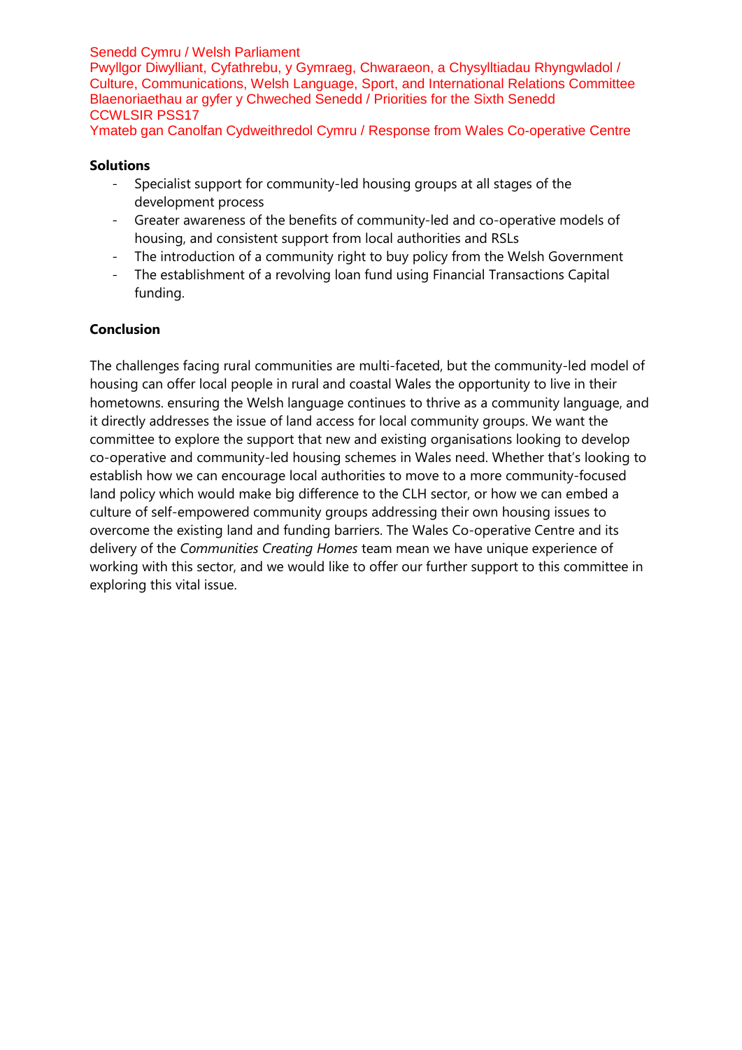Senedd Cymru / Welsh Parliament
Pwyllgor Diwylliant, Cyfathrebu, y Gymraeg, Chwaraeon, a Chysylltiadau Rhyngwladol / Culture, Communications, Welsh Language, Sport, and International Relations Committee
Blaenoriaethau ar gyfer y Chweched Senedd / Priorities for the Sixth Senedd
CCWLSIR PSS17
Ymateb gan Canolfan Cydweithredol Cymru / Response from Wales Co-operative Centre

**Solutions**

- Specialist support for community-led housing groups at all stages of the development process
- Greater awareness of the benefits of community-led and co-operative models of housing, and consistent support from local authorities and RSLs
- The introduction of a community right to buy policy from the Welsh Government
- The establishment of a revolving loan fund using Financial Transactions Capital funding.

**Conclusion**

The challenges facing rural communities are multi-faceted, but the community-led model of housing can offer local people in rural and coastal Wales the opportunity to live in their hometowns. ensuring the Welsh language continues to thrive as a community language, and it directly addresses the issue of land access for local community groups. We want the committee to explore the support that new and existing organisations looking to develop co-operative and community-led housing schemes in Wales need. Whether that's looking to establish how we can encourage local authorities to move to a more community-focused land policy which would make big difference to the CLH sector, or how we can embed a culture of self-empowered community groups addressing their own housing issues to overcome the existing land and funding barriers. The Wales Co-operative Centre and its delivery of the *Communities Creating Homes* team mean we have unique experience of working with this sector, and we would like to offer our further support to this committee in exploring this vital issue.